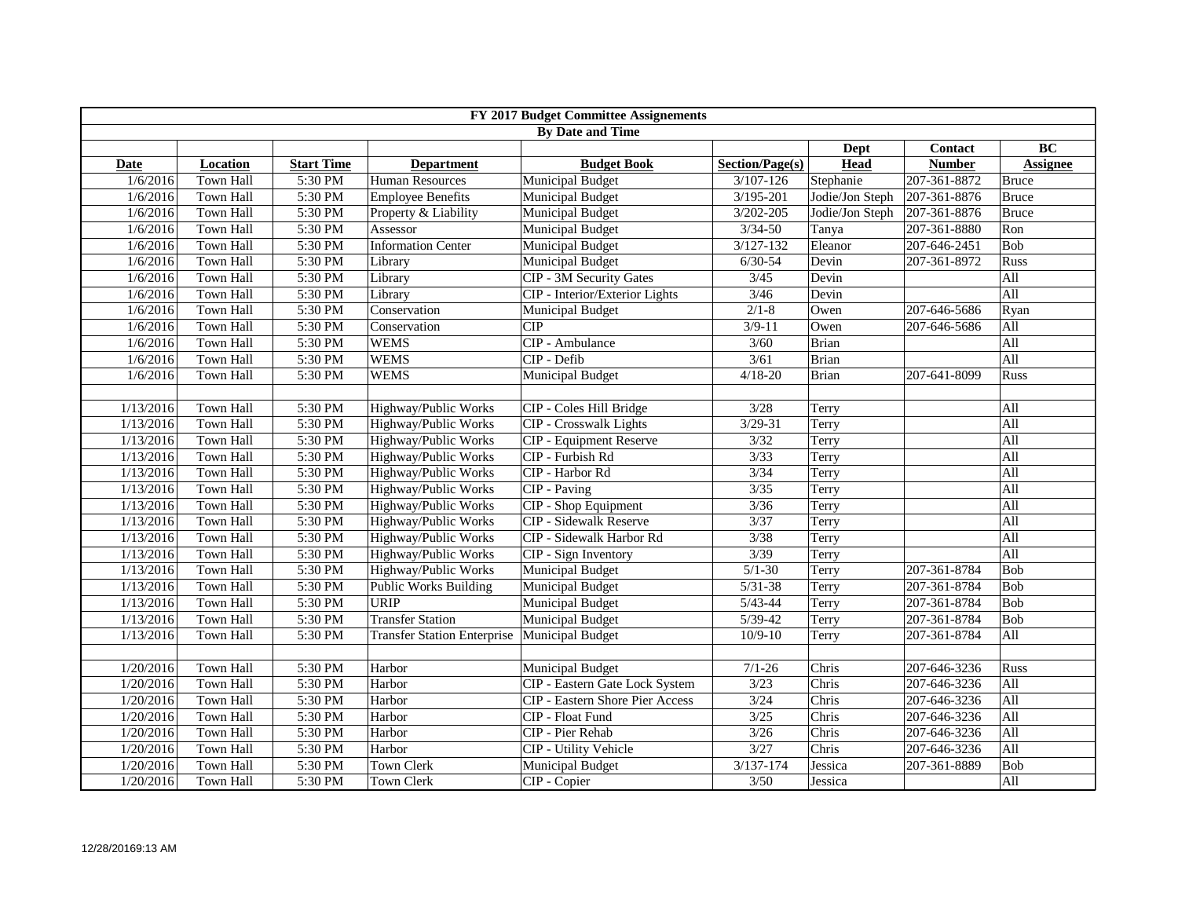| FY 2017 Budget Committee Assigenements | | | | | | | | |
|---|---|---|---|---|---|---|---|---|
| By Date and Time | | | | | | | | |
| | | | | | | Dept | Contact | BC |
| **Date** | **Location** | **Start Time** | **Department** | **Budget Book** | **Section/Page(s)** | **Head** | **Number** | **Assignee** |
| 1/6/2016 | Town Hall | 5:30 PM | Human Resources | Municipal Budget | 3/107-126 | Stephanie | 207-361-8872 | Bruce |
| 1/6/2016 | Town Hall | 5:30 PM | Employee Benefits | Municipal Budget | 3/195-201 | Jodie/Jon Steph | 207-361-8876 | Bruce |
| 1/6/2016 | Town Hall | 5:30 PM | Property & Liability | Municipal Budget | 3/202-205 | Jodie/Jon Steph | 207-361-8876 | Bruce |
| 1/6/2016 | Town Hall | 5:30 PM | Assessor | Municipal Budget | 3/34-50 | Tanya | 207-361-8880 | Ron |
| 1/6/2016 | Town Hall | 5:30 PM | Information Center | Municipal Budget | 3/127-132 | Eleanor | 207-646-2451 | Bob |
| 1/6/2016 | Town Hall | 5:30 PM | Library | Municipal Budget | 6/30-54 | Devin | 207-361-8972 | Russ |
| 1/6/2016 | Town Hall | 5:30 PM | Library | CIP - 3M Security Gates | 3/45 | Devin | | All |
| 1/6/2016 | Town Hall | 5:30 PM | Library | CIP - Interior/Exterior Lights | 3/46 | Devin | | All |
| 1/6/2016 | Town Hall | 5:30 PM | Conservation | Municipal Budget | 2/1-8 | Owen | 207-646-5686 | Ryan |
| 1/6/2016 | Town Hall | 5:30 PM | Conservation | CIP | 3/9-11 | Owen | 207-646-5686 | All |
| 1/6/2016 | Town Hall | 5:30 PM | WEMS | CIP - Ambulance | 3/60 | Brian | | All |
| 1/6/2016 | Town Hall | 5:30 PM | WEMS | CIP - Defib | 3/61 | Brian | | All |
| 1/6/2016 | Town Hall | 5:30 PM | WEMS | Municipal Budget | 4/18-20 | Brian | 207-641-8099 | Russ |
| | | | | | | | | |
| 1/13/2016 | Town Hall | 5:30 PM | Highway/Public Works | CIP - Coles Hill Bridge | 3/28 | Terry | | All |
| 1/13/2016 | Town Hall | 5:30 PM | Highway/Public Works | CIP - Crosswalk Lights | 3/29-31 | Terry | | All |
| 1/13/2016 | Town Hall | 5:30 PM | Highway/Public Works | CIP - Equipment Reserve | 3/32 | Terry | | All |
| 1/13/2016 | Town Hall | 5:30 PM | Highway/Public Works | CIP - Furbish Rd | 3/33 | Terry | | All |
| 1/13/2016 | Town Hall | 5:30 PM | Highway/Public Works | CIP - Harbor Rd | 3/34 | Terry | | All |
| 1/13/2016 | Town Hall | 5:30 PM | Highway/Public Works | CIP - Paving | 3/35 | Terry | | All |
| 1/13/2016 | Town Hall | 5:30 PM | Highway/Public Works | CIP - Shop Equipment | 3/36 | Terry | | All |
| 1/13/2016 | Town Hall | 5:30 PM | Highway/Public Works | CIP - Sidewalk Reserve | 3/37 | Terry | | All |
| 1/13/2016 | Town Hall | 5:30 PM | Highway/Public Works | CIP - Sidewalk Harbor Rd | 3/38 | Terry | | All |
| 1/13/2016 | Town Hall | 5:30 PM | Highway/Public Works | CIP - Sign Inventory | 3/39 | Terry | | All |
| 1/13/2016 | Town Hall | 5:30 PM | Highway/Public Works | Municipal Budget | 5/1-30 | Terry | 207-361-8784 | Bob |
| 1/13/2016 | Town Hall | 5:30 PM | Public Works Building | Municipal Budget | 5/31-38 | Terry | 207-361-8784 | Bob |
| 1/13/2016 | Town Hall | 5:30 PM | URIP | Municipal Budget | 5/43-44 | Terry | 207-361-8784 | Bob |
| 1/13/2016 | Town Hall | 5:30 PM | Transfer Station | Municipal Budget | 5/39-42 | Terry | 207-361-8784 | Bob |
| 1/13/2016 | Town Hall | 5:30 PM | Transfer Station Enterprise | Municipal Budget | 10/9-10 | Terry | 207-361-8784 | All |
| | | | | | | | | |
| 1/20/2016 | Town Hall | 5:30 PM | Harbor | Municipal Budget | 7/1-26 | Chris | 207-646-3236 | Russ |
| 1/20/2016 | Town Hall | 5:30 PM | Harbor | CIP - Eastern Gate Lock System | 3/23 | Chris | 207-646-3236 | All |
| 1/20/2016 | Town Hall | 5:30 PM | Harbor | CIP - Eastern Shore Pier Access | 3/24 | Chris | 207-646-3236 | All |
| 1/20/2016 | Town Hall | 5:30 PM | Harbor | CIP - Float Fund | 3/25 | Chris | 207-646-3236 | All |
| 1/20/2016 | Town Hall | 5:30 PM | Harbor | CIP - Pier Rehab | 3/26 | Chris | 207-646-3236 | All |
| 1/20/2016 | Town Hall | 5:30 PM | Harbor | CIP - Utility Vehicle | 3/27 | Chris | 207-646-3236 | All |
| 1/20/2016 | Town Hall | 5:30 PM | Town Clerk | Municipal Budget | 3/137-174 | Jessica | 207-361-8889 | Bob |
| 1/20/2016 | Town Hall | 5:30 PM | Town Clerk | CIP - Copier | 3/50 | Jessica | | All |

12/28/20169:13 AM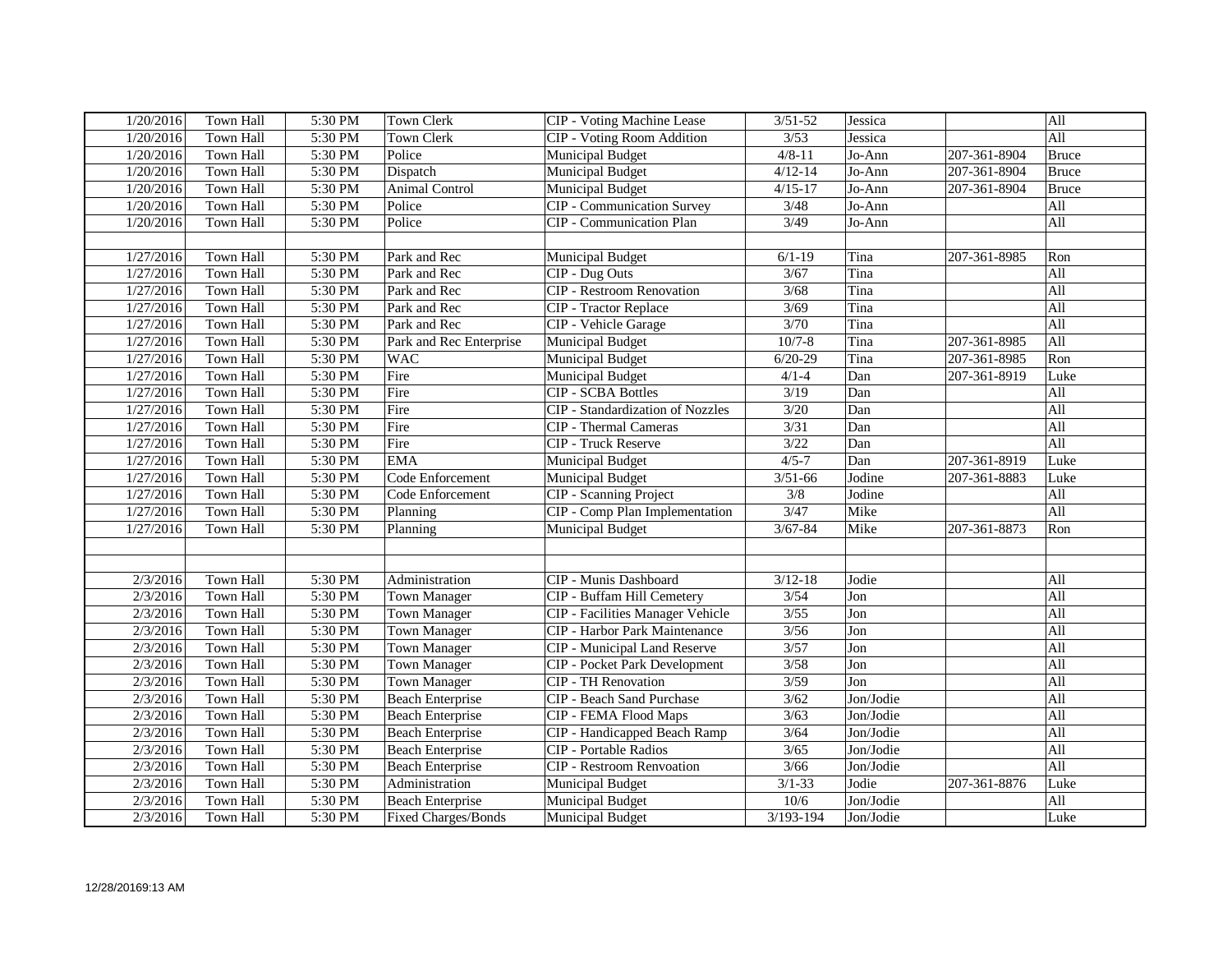| | | | | | | | | |
|---|---|---|---|---|---|---|---|---|
| 1/20/2016 | Town Hall | 5:30 PM | Town Clerk | CIP - Voting Machine Lease | 3/51-52 | Jessica | | All |
| 1/20/2016 | Town Hall | 5:30 PM | Town Clerk | CIP - Voting Room Addition | 3/53 | Jessica | | All |
| 1/20/2016 | Town Hall | 5:30 PM | Police | Municipal Budget | 4/8-11 | Jo-Ann | 207-361-8904 | Bruce |
| 1/20/2016 | Town Hall | 5:30 PM | Dispatch | Municipal Budget | 4/12-14 | Jo-Ann | 207-361-8904 | Bruce |
| 1/20/2016 | Town Hall | 5:30 PM | Animal Control | Municipal Budget | 4/15-17 | Jo-Ann | 207-361-8904 | Bruce |
| 1/20/2016 | Town Hall | 5:30 PM | Police | CIP - Communication Survey | 3/48 | Jo-Ann | | All |
| 1/20/2016 | Town Hall | 5:30 PM | Police | CIP - Communication Plan | 3/49 | Jo-Ann | | All |
| | | | | | | | | |
| 1/27/2016 | Town Hall | 5:30 PM | Park and Rec | Municipal Budget | 6/1-19 | Tina | 207-361-8985 | Ron |
| 1/27/2016 | Town Hall | 5:30 PM | Park and Rec | CIP - Dug Outs | 3/67 | Tina | | All |
| 1/27/2016 | Town Hall | 5:30 PM | Park and Rec | CIP - Restroom Renovation | 3/68 | Tina | | All |
| 1/27/2016 | Town Hall | 5:30 PM | Park and Rec | CIP - Tractor Replace | 3/69 | Tina | | All |
| 1/27/2016 | Town Hall | 5:30 PM | Park and Rec | CIP - Vehicle Garage | 3/70 | Tina | | All |
| 1/27/2016 | Town Hall | 5:30 PM | Park and Rec Enterprise | Municipal Budget | 10/7-8 | Tina | 207-361-8985 | All |
| 1/27/2016 | Town Hall | 5:30 PM | WAC | Municipal Budget | 6/20-29 | Tina | 207-361-8985 | Ron |
| 1/27/2016 | Town Hall | 5:30 PM | Fire | Municipal Budget | 4/1-4 | Dan | 207-361-8919 | Luke |
| 1/27/2016 | Town Hall | 5:30 PM | Fire | CIP - SCBA Bottles | 3/19 | Dan | | All |
| 1/27/2016 | Town Hall | 5:30 PM | Fire | CIP - Standardization of Nozzles | 3/20 | Dan | | All |
| 1/27/2016 | Town Hall | 5:30 PM | Fire | CIP - Thermal Cameras | 3/31 | Dan | | All |
| 1/27/2016 | Town Hall | 5:30 PM | Fire | CIP - Truck Reserve | 3/22 | Dan | | All |
| 1/27/2016 | Town Hall | 5:30 PM | EMA | Municipal Budget | 4/5-7 | Dan | 207-361-8919 | Luke |
| 1/27/2016 | Town Hall | 5:30 PM | Code Enforcement | Municipal Budget | 3/51-66 | Jodine | 207-361-8883 | Luke |
| 1/27/2016 | Town Hall | 5:30 PM | Code Enforcement | CIP - Scanning Project | 3/8 | Jodine | | All |
| 1/27/2016 | Town Hall | 5:30 PM | Planning | CIP - Comp Plan Implementation | 3/47 | Mike | | All |
| 1/27/2016 | Town Hall | 5:30 PM | Planning | Municipal Budget | 3/67-84 | Mike | 207-361-8873 | Ron |
| | | | | | | | | |
| | | | | | | | | |
| 2/3/2016 | Town Hall | 5:30 PM | Administration | CIP - Munis Dashboard | 3/12-18 | Jodie | | All |
| 2/3/2016 | Town Hall | 5:30 PM | Town Manager | CIP - Buffam Hill Cemetery | 3/54 | Jon | | All |
| 2/3/2016 | Town Hall | 5:30 PM | Town Manager | CIP - Facilities Manager Vehicle | 3/55 | Jon | | All |
| 2/3/2016 | Town Hall | 5:30 PM | Town Manager | CIP - Harbor Park Maintenance | 3/56 | Jon | | All |
| 2/3/2016 | Town Hall | 5:30 PM | Town Manager | CIP - Municipal Land Reserve | 3/57 | Jon | | All |
| 2/3/2016 | Town Hall | 5:30 PM | Town Manager | CIP - Pocket Park Development | 3/58 | Jon | | All |
| 2/3/2016 | Town Hall | 5:30 PM | Town Manager | CIP - TH Renovation | 3/59 | Jon | | All |
| 2/3/2016 | Town Hall | 5:30 PM | Beach Enterprise | CIP - Beach Sand Purchase | 3/62 | Jon/Jodie | | All |
| 2/3/2016 | Town Hall | 5:30 PM | Beach Enterprise | CIP - FEMA Flood Maps | 3/63 | Jon/Jodie | | All |
| 2/3/2016 | Town Hall | 5:30 PM | Beach Enterprise | CIP - Handicapped Beach Ramp | 3/64 | Jon/Jodie | | All |
| 2/3/2016 | Town Hall | 5:30 PM | Beach Enterprise | CIP - Portable Radios | 3/65 | Jon/Jodie | | All |
| 2/3/2016 | Town Hall | 5:30 PM | Beach Enterprise | CIP - Restroom Renvoation | 3/66 | Jon/Jodie | | All |
| 2/3/2016 | Town Hall | 5:30 PM | Administration | Municipal Budget | 3/1-33 | Jodie | 207-361-8876 | Luke |
| 2/3/2016 | Town Hall | 5:30 PM | Beach Enterprise | Municipal Budget | 10/6 | Jon/Jodie | | All |
| 2/3/2016 | Town Hall | 5:30 PM | Fixed Charges/Bonds | Municipal Budget | 3/193-194 | Jon/Jodie | | Luke |

12/28/20169:13 AM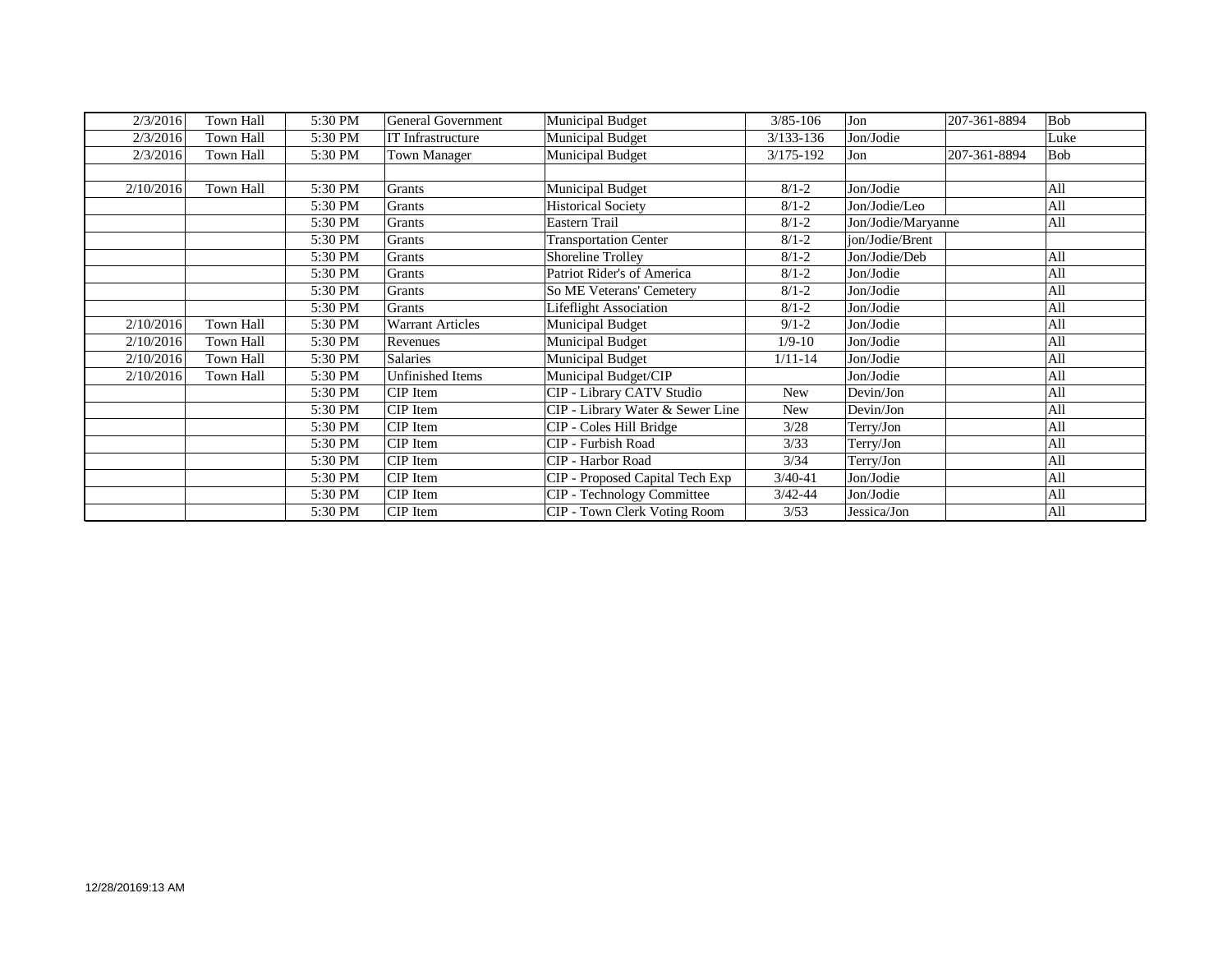| | | | | | | | | |
|---|---|---|---|---|---|---|---|---|
| 2/3/2016 | Town Hall | 5:30 PM | General Government | Municipal Budget | 3/85-106 | Jon | 207-361-8894 | Bob |
| 2/3/2016 | Town Hall | 5:30 PM | IT Infrastructure | Municipal Budget | 3/133-136 | Jon/Jodie | | Luke |
| 2/3/2016 | Town Hall | 5:30 PM | Town Manager | Municipal Budget | 3/175-192 | Jon | 207-361-8894 | Bob |
| | | | | | | | | |
| 2/10/2016 | Town Hall | 5:30 PM | Grants | Municipal Budget | 8/1-2 | Jon/Jodie | | All |
| | | 5:30 PM | Grants | Historical Society | 8/1-2 | Jon/Jodie/Leo | | All |
| | | 5:30 PM | Grants | Eastern Trail | 8/1-2 | Jon/Jodie/Maryanne | | All |
| | | 5:30 PM | Grants | Transportation Center | 8/1-2 | jon/Jodie/Brent | | |
| | | 5:30 PM | Grants | Shoreline Trolley | 8/1-2 | Jon/Jodie/Deb | | All |
| | | 5:30 PM | Grants | Patriot Rider's of America | 8/1-2 | Jon/Jodie | | All |
| | | 5:30 PM | Grants | So ME Veterans' Cemetery | 8/1-2 | Jon/Jodie | | All |
| | | 5:30 PM | Grants | Lifeflight Association | 8/1-2 | Jon/Jodie | | All |
| 2/10/2016 | Town Hall | 5:30 PM | Warrant Articles | Municipal Budget | 9/1-2 | Jon/Jodie | | All |
| 2/10/2016 | Town Hall | 5:30 PM | Revenues | Municipal Budget | 1/9-10 | Jon/Jodie | | All |
| 2/10/2016 | Town Hall | 5:30 PM | Salaries | Municipal Budget | 1/11-14 | Jon/Jodie | | All |
| 2/10/2016 | Town Hall | 5:30 PM | Unfinished Items | Municipal Budget/CIP | | Jon/Jodie | | All |
| | | 5:30 PM | CIP Item | CIP - Library CATV Studio | New | Devin/Jon | | All |
| | | 5:30 PM | CIP Item | CIP - Library Water & Sewer Line | New | Devin/Jon | | All |
| | | 5:30 PM | CIP Item | CIP - Coles Hill Bridge | 3/28 | Terry/Jon | | All |
| | | 5:30 PM | CIP Item | CIP - Furbish Road | 3/33 | Terry/Jon | | All |
| | | 5:30 PM | CIP Item | CIP - Harbor Road | 3/34 | Terry/Jon | | All |
| | | 5:30 PM | CIP Item | CIP - Proposed Capital Tech Exp | 3/40-41 | Jon/Jodie | | All |
| | | 5:30 PM | CIP Item | CIP - Technology Committee | 3/42-44 | Jon/Jodie | | All |
| | | 5:30 PM | CIP Item | CIP - Town Clerk Voting Room | 3/53 | Jessica/Jon | | All |